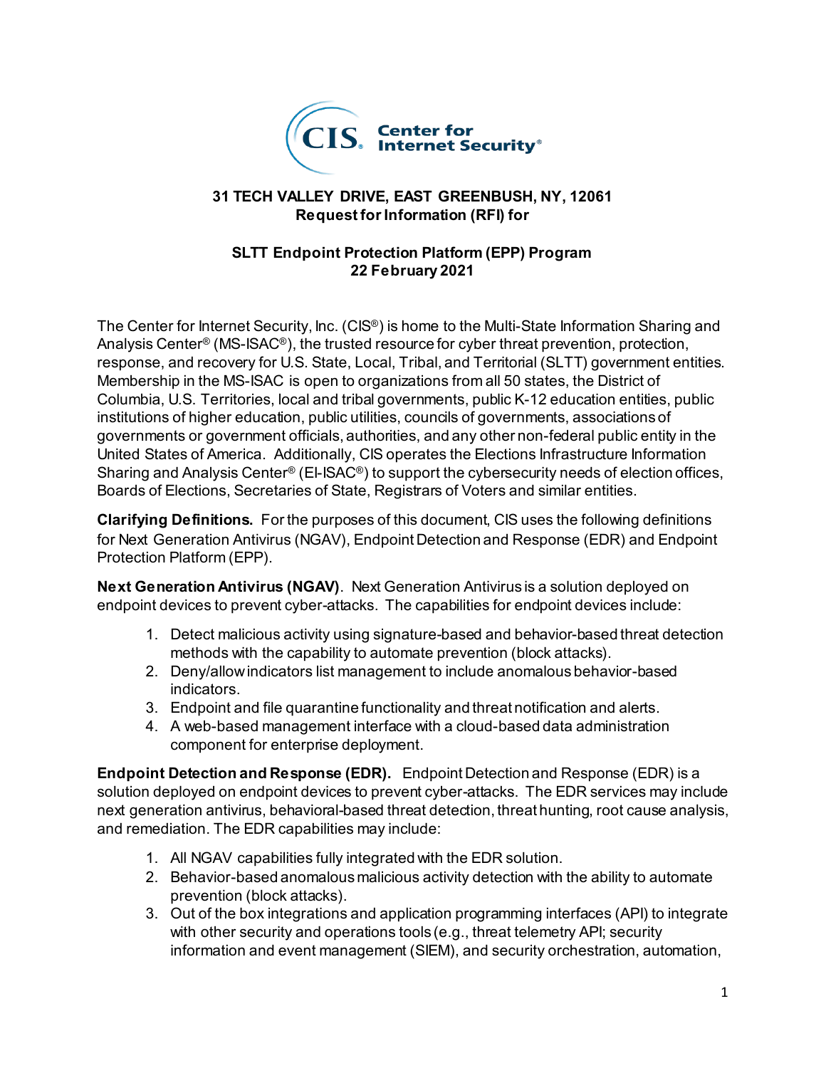**31 TECH VALLEY DRIVE, EAST GREENBUSH, NY, 12061**
**Request for Information (RFI) for**

**SLTT Endpoint Protection Platform (EPP) Program**
**22 February 2021**

The Center for Internet Security, Inc. (CIS®) is home to the Multi-State Information Sharing and Analysis Center® (MS-ISAC®), the trusted resource for cyber threat prevention, protection, response, and recovery for U.S. State, Local, Tribal, and Territorial (SLTT) government entities. Membership in the MS-ISAC is open to organizations from all 50 states, the District of Columbia, U.S. Territories, local and tribal governments, public K-12 education entities, public institutions of higher education, public utilities, councils of governments, associations of governments or government officials, authorities, and any other non-federal public entity in the United States of America. Additionally, CIS operates the Elections Infrastructure Information Sharing and Analysis Center® (EI-ISAC®) to support the cybersecurity needs of election offices, Boards of Elections, Secretaries of State, Registrars of Voters and similar entities.

**Clarifying Definitions.** For the purposes of this document, CIS uses the following definitions for Next Generation Antivirus (NGAV), Endpoint Detection and Response (EDR) and Endpoint Protection Platform (EPP).

**Next Generation Antivirus (NGAV)**. Next Generation Antivirus is a solution deployed on endpoint devices to prevent cyber-attacks. The capabilities for endpoint devices include:

1. Detect malicious activity using signature-based and behavior-based threat detection methods with the capability to automate prevention (block attacks).
2. Deny/allow indicators list management to include anomalous behavior-based indicators.
3. Endpoint and file quarantine functionality and threat notification and alerts.
4. A web-based management interface with a cloud-based data administration component for enterprise deployment.

**Endpoint Detection and Response (EDR).** Endpoint Detection and Response (EDR) is a solution deployed on endpoint devices to prevent cyber-attacks. The EDR services may include next generation antivirus, behavioral-based threat detection, threat hunting, root cause analysis, and remediation. The EDR capabilities may include:

1. All NGAV capabilities fully integrated with the EDR solution.
2. Behavior-based anomalous malicious activity detection with the ability to automate prevention (block attacks).
3. Out of the box integrations and application programming interfaces (API) to integrate with other security and operations tools (e.g., threat telemetry API; security information and event management (SIEM), and security orchestration, automation,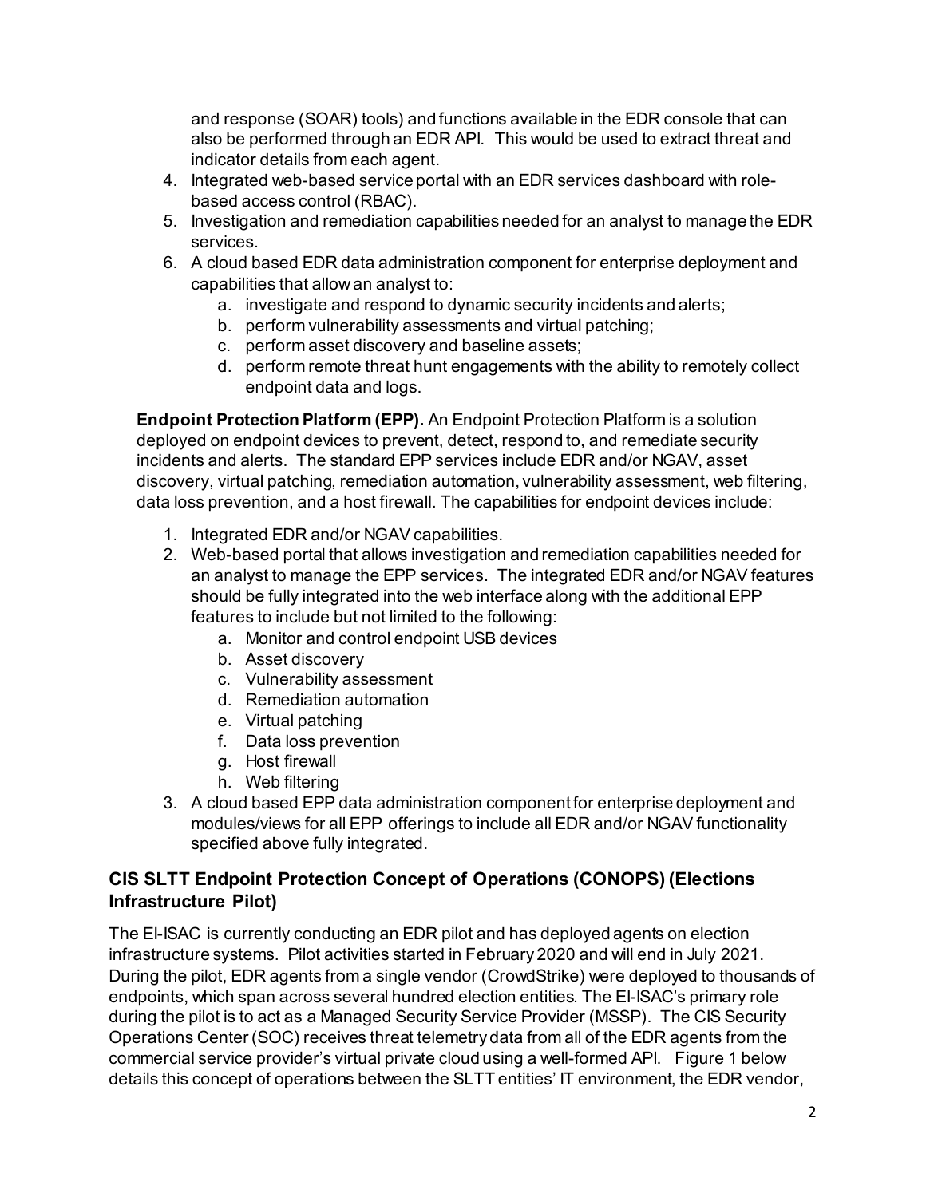and response (SOAR) tools) and functions available in the EDR console that can also be performed through an EDR API. This would be used to extract threat and indicator details from each agent.

4. Integrated web-based service portal with an EDR services dashboard with role-based access control (RBAC).
5. Investigation and remediation capabilities needed for an analyst to manage the EDR services.
6. A cloud based EDR data administration component for enterprise deployment and capabilities that allow an analyst to:
   a. investigate and respond to dynamic security incidents and alerts;
   b. perform vulnerability assessments and virtual patching;
   c. perform asset discovery and baseline assets;
   d. perform remote threat hunt engagements with the ability to remotely collect endpoint data and logs.

**Endpoint Protection Platform (EPP).** An Endpoint Protection Platform is a solution deployed on endpoint devices to prevent, detect, respond to, and remediate security incidents and alerts. The standard EPP services include EDR and/or NGAV, asset discovery, virtual patching, remediation automation, vulnerability assessment, web filtering, data loss prevention, and a host firewall. The capabilities for endpoint devices include:

1. Integrated EDR and/or NGAV capabilities.
2. Web-based portal that allows investigation and remediation capabilities needed for an analyst to manage the EPP services. The integrated EDR and/or NGAV features should be fully integrated into the web interface along with the additional EPP features to include but not limited to the following:
   a. Monitor and control endpoint USB devices
   b. Asset discovery
   c. Vulnerability assessment
   d. Remediation automation
   e. Virtual patching
   f. Data loss prevention
   g. Host firewall
   h. Web filtering
3. A cloud based EPP data administration component for enterprise deployment and modules/views for all EPP offerings to include all EDR and/or NGAV functionality specified above fully integrated.

### CIS SLTT Endpoint Protection Concept of Operations (CONOPS) (Elections Infrastructure Pilot)

The EI-ISAC is currently conducting an EDR pilot and has deployed agents on election infrastructure systems. Pilot activities started in February 2020 and will end in July 2021. During the pilot, EDR agents from a single vendor (CrowdStrike) were deployed to thousands of endpoints, which span across several hundred election entities. The EI-ISAC's primary role during the pilot is to act as a Managed Security Service Provider (MSSP). The CIS Security Operations Center (SOC) receives threat telemetry data from all of the EDR agents from the commercial service provider's virtual private cloud using a well-formed API. Figure 1 below details this concept of operations between the SLTT entities' IT environment, the EDR vendor,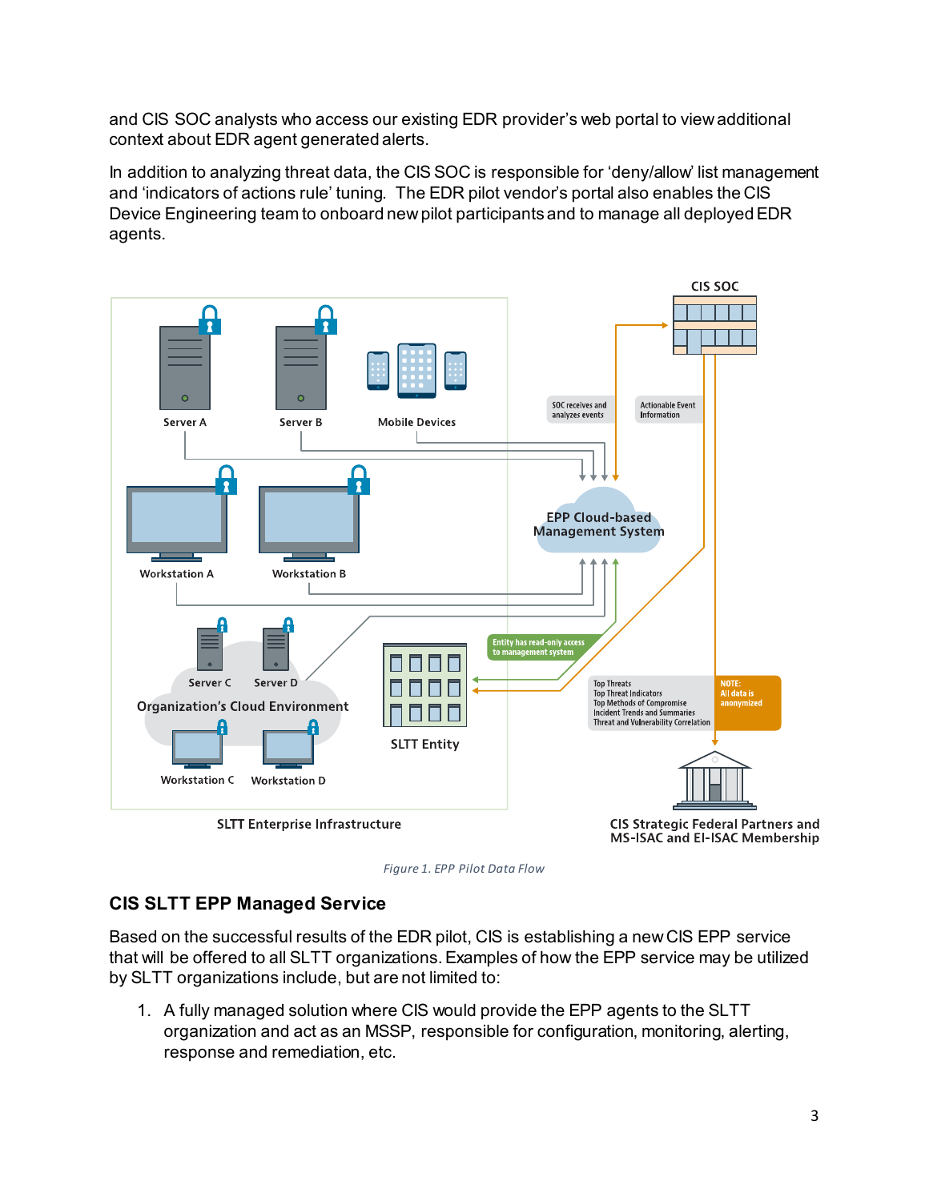and CIS SOC analysts who access our existing EDR provider's web portal to view additional context about EDR agent generated alerts.

In addition to analyzing threat data, the CIS SOC is responsible for 'deny/allow' list management and 'indicators of actions rule' tuning. The EDR pilot vendor's portal also enables the CIS Device Engineering team to onboard new pilot participants and to manage all deployed EDR agents.

*Figure 1. EPP Pilot Data Flow*

## CIS SLTT EPP Managed Service

Based on the successful results of the EDR pilot, CIS is establishing a new CIS EPP service that will be offered to all SLTT organizations. Examples of how the EPP service may be utilized by SLTT organizations include, but are not limited to:

1. A fully managed solution where CIS would provide the EPP agents to the SLTT organization and act as an MSSP, responsible for configuration, monitoring, alerting, response and remediation, etc.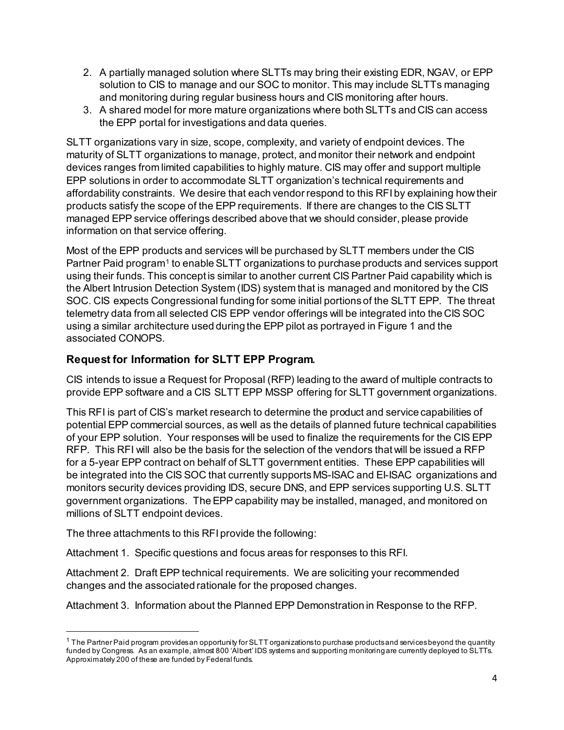2. A partially managed solution where SLTTs may bring their existing EDR, NGAV, or EPP solution to CIS to manage and our SOC to monitor. This may include SLTTs managing and monitoring during regular business hours and CIS monitoring after hours.
3. A shared model for more mature organizations where both SLTTs and CIS can access the EPP portal for investigations and data queries.

SLTT organizations vary in size, scope, complexity, and variety of endpoint devices. The maturity of SLTT organizations to manage, protect, and monitor their network and endpoint devices ranges from limited capabilities to highly mature. CIS may offer and support multiple EPP solutions in order to accommodate SLTT organization's technical requirements and affordability constraints. We desire that each vendor respond to this RFI by explaining how their products satisfy the scope of the EPP requirements. If there are changes to the CIS SLTT managed EPP service offerings described above that we should consider, please provide information on that service offering.

Most of the EPP products and services will be purchased by SLTT members under the CIS Partner Paid program[1] to enable SLTT organizations to purchase products and services support using their funds. This concept is similar to another current CIS Partner Paid capability which is the Albert Intrusion Detection System (IDS) system that is managed and monitored by the CIS SOC. CIS expects Congressional funding for some initial portions of the SLTT EPP. The threat telemetry data from all selected CIS EPP vendor offerings will be integrated into the CIS SOC using a similar architecture used during the EPP pilot as portrayed in Figure 1 and the associated CONOPS.

### Request for Information for SLTT EPP Program.

CIS intends to issue a Request for Proposal (RFP) leading to the award of multiple contracts to provide EPP software and a CIS SLTT EPP MSSP offering for SLTT government organizations.

This RFI is part of CIS's market research to determine the product and service capabilities of potential EPP commercial sources, as well as the details of planned future technical capabilities of your EPP solution. Your responses will be used to finalize the requirements for the CIS EPP RFP. This RFI will also be the basis for the selection of the vendors that will be issued a RFP for a 5-year EPP contract on behalf of SLTT government entities. These EPP capabilities will be integrated into the CIS SOC that currently supports MS-ISAC and EI-ISAC organizations and monitors security devices providing IDS, secure DNS, and EPP services supporting U.S. SLTT government organizations. The EPP capability may be installed, managed, and monitored on millions of SLTT endpoint devices.

The three attachments to this RFI provide the following:

Attachment 1. Specific questions and focus areas for responses to this RFI.

Attachment 2. Draft EPP technical requirements. We are soliciting your recommended changes and the associated rationale for the proposed changes.

Attachment 3. Information about the Planned EPP Demonstration in Response to the RFP.

---

[1] The Partner Paid program provides an opportunity for SLTT organizations to purchase products and services beyond the quantity funded by Congress. As an example, almost 800 'Albert' IDS systems and supporting monitoring are currently deployed to SLTTs. Approximately 200 of these are funded by Federal funds.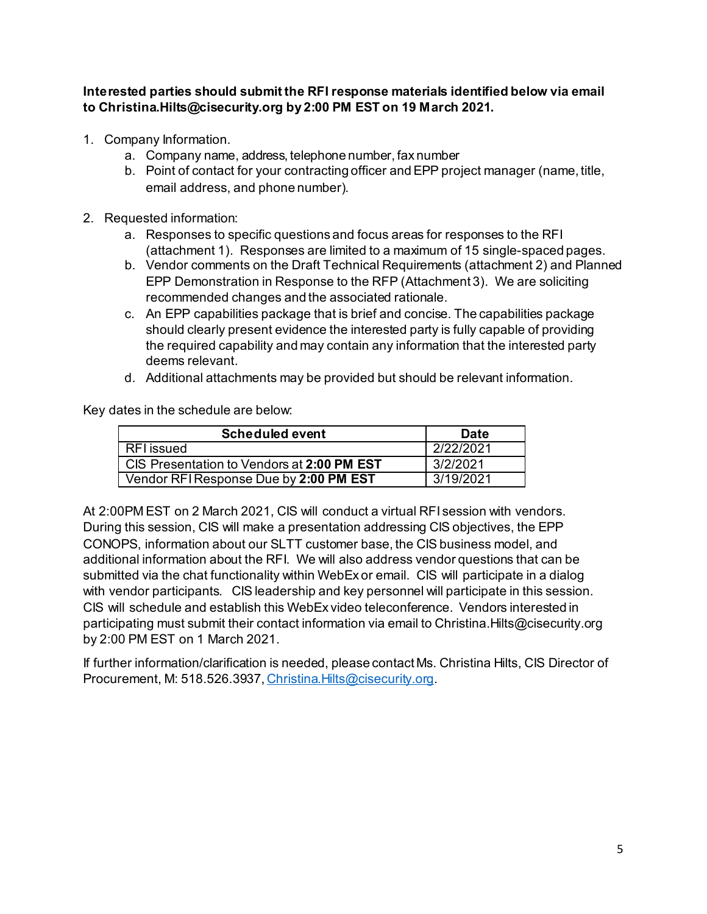**Interested parties should submit the RFI response materials identified below via email to Christina.Hilts@cisecurity.org by 2:00 PM EST on 19 March 2021.**

1. Company Information.
    a. Company name, address, telephone number, fax number
    b. Point of contact for your contracting officer and EPP project manager (name, title, email address, and phone number).
2. Requested information:
    a. Responses to specific questions and focus areas for responses to the RFI (attachment 1). Responses are limited to a maximum of 15 single-spaced pages.
    b. Vendor comments on the Draft Technical Requirements (attachment 2) and Planned EPP Demonstration in Response to the RFP (Attachment 3). We are soliciting recommended changes and the associated rationale.
    c. An EPP capabilities package that is brief and concise. The capabilities package should clearly present evidence the interested party is fully capable of providing the required capability and may contain any information that the interested party deems relevant.
    d. Additional attachments may be provided but should be relevant information.

Key dates in the schedule are below:

| Scheduled event | Date |
|---|---|
| RFI issued | 2/22/2021 |
| CIS Presentation to Vendors at **2:00 PM EST** | 3/2/2021 |
| Vendor RFI Response Due by **2:00 PM EST** | 3/19/2021 |

At 2:00PM EST on 2 March 2021, CIS will conduct a virtual RFI session with vendors. During this session, CIS will make a presentation addressing CIS objectives, the EPP CONOPS, information about our SLTT customer base, the CIS business model, and additional information about the RFI. We will also address vendor questions that can be submitted via the chat functionality within WebEx or email. CIS will participate in a dialog with vendor participants. CIS leadership and key personnel will participate in this session. CIS will schedule and establish this WebEx video teleconference. Vendors interested in participating must submit their contact information via email to Christina.Hilts@cisecurity.org by 2:00 PM EST on 1 March 2021.

If further information/clarification is needed, please contact Ms. Christina Hilts, CIS Director of Procurement, M: 518.526.3937, Christina.Hilts@cisecurity.org.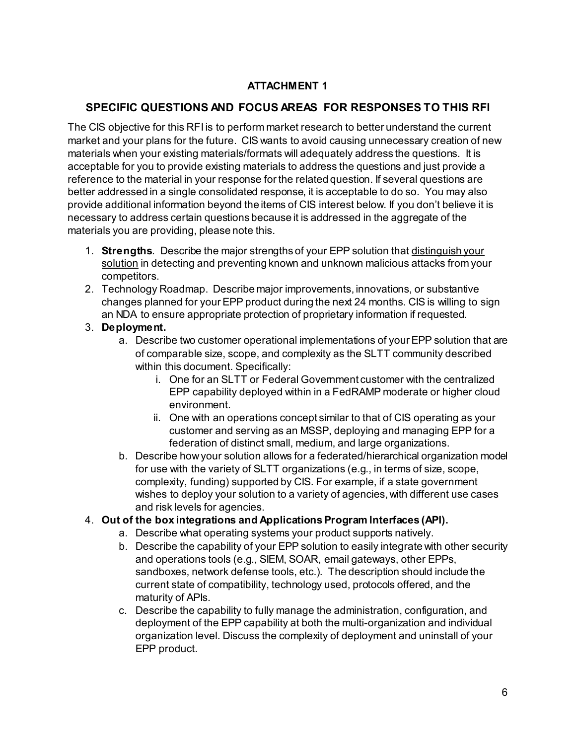**ATTACHMENT 1**

## SPECIFIC QUESTIONS AND FOCUS AREAS FOR RESPONSES TO THIS RFI

The CIS objective for this RFI is to perform market research to better understand the current market and your plans for the future. CIS wants to avoid causing unnecessary creation of new materials when your existing materials/formats will adequately address the questions. It is acceptable for you to provide existing materials to address the questions and just provide a reference to the material in your response for the related question. If several questions are better addressed in a single consolidated response, it is acceptable to do so. You may also provide additional information beyond the items of CIS interest below. If you don't believe it is necessary to address certain questions because it is addressed in the aggregate of the materials you are providing, please note this.

1. **Strengths**. Describe the major strengths of your EPP solution that <u>distinguish your solution</u> in detecting and preventing known and unknown malicious attacks from your competitors.
2. Technology Roadmap. Describe major improvements, innovations, or substantive changes planned for your EPP product during the next 24 months. CIS is willing to sign an NDA to ensure appropriate protection of proprietary information if requested.
3. **Deployment.**
    a. Describe two customer operational implementations of your EPP solution that are of comparable size, scope, and complexity as the SLTT community described within this document. Specifically:
        i. One for an SLTT or Federal Government customer with the centralized EPP capability deployed within in a FedRAMP moderate or higher cloud environment.
        ii. One with an operations concept similar to that of CIS operating as your customer and serving as an MSSP, deploying and managing EPP for a federation of distinct small, medium, and large organizations.
    b. Describe how your solution allows for a federated/hierarchical organization model for use with the variety of SLTT organizations (e.g., in terms of size, scope, complexity, funding) supported by CIS. For example, if a state government wishes to deploy your solution to a variety of agencies, with different use cases and risk levels for agencies.
4. **Out of the box integrations and Applications Program Interfaces (API).**
    a. Describe what operating systems your product supports natively.
    b. Describe the capability of your EPP solution to easily integrate with other security and operations tools (e.g., SIEM, SOAR, email gateways, other EPPs, sandboxes, network defense tools, etc.). The description should include the current state of compatibility, technology used, protocols offered, and the maturity of APIs.
    c. Describe the capability to fully manage the administration, configuration, and deployment of the EPP capability at both the multi-organization and individual organization level. Discuss the complexity of deployment and uninstall of your EPP product.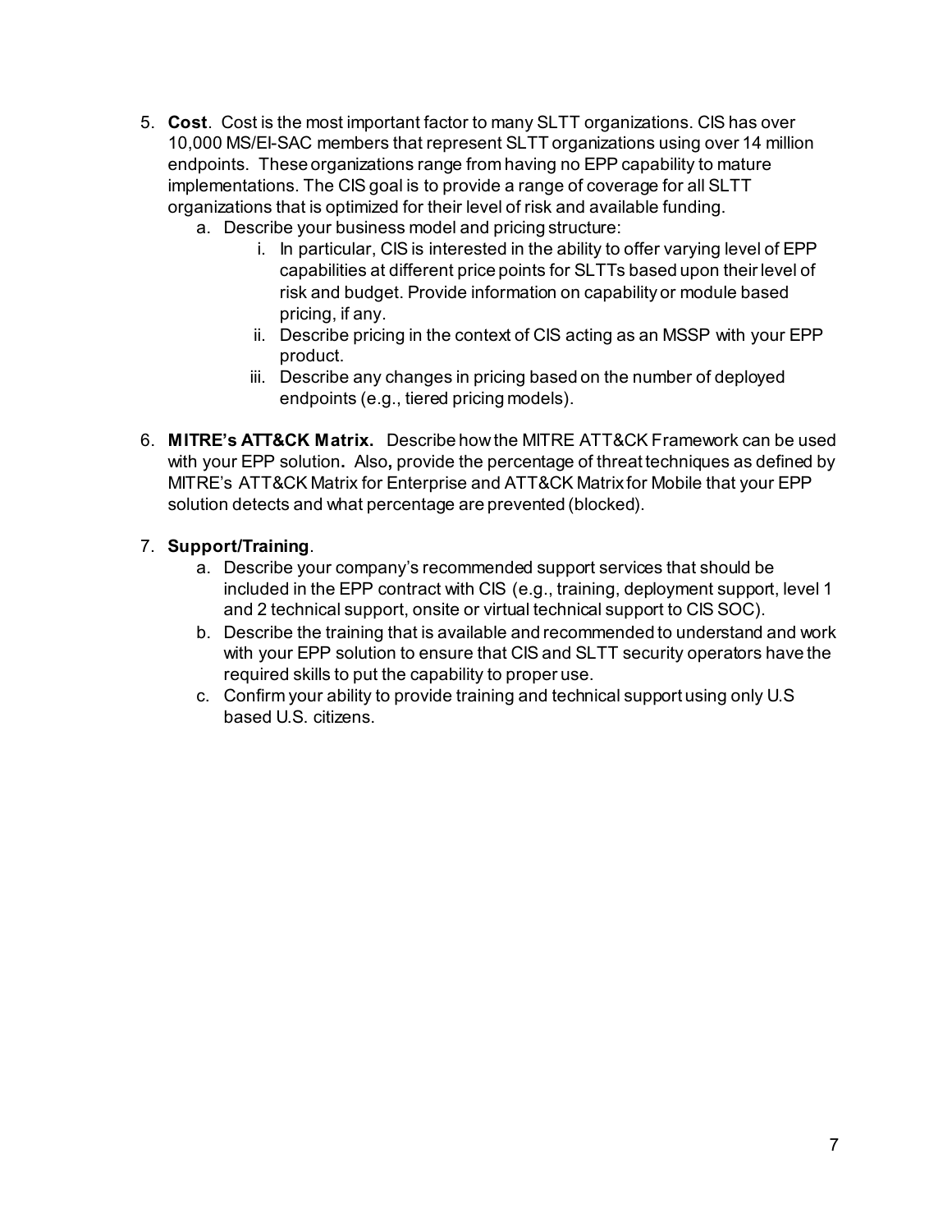5. **Cost**. Cost is the most important factor to many SLTT organizations. CIS has over 10,000 MS/EI-SAC members that represent SLTT organizations using over 14 million endpoints. These organizations range from having no EPP capability to mature implementations. The CIS goal is to provide a range of coverage for all SLTT organizations that is optimized for their level of risk and available funding.
   a. Describe your business model and pricing structure:
      i. In particular, CIS is interested in the ability to offer varying level of EPP capabilities at different price points for SLTTs based upon their level of risk and budget. Provide information on capability or module based pricing, if any.
      ii. Describe pricing in the context of CIS acting as an MSSP with your EPP product.
      iii. Describe any changes in pricing based on the number of deployed endpoints (e.g., tiered pricing models).

6. **MITRE's ATT&CK Matrix.** Describe how the MITRE ATT&CK Framework can be used with your EPP solution**.** Also**,** provide the percentage of threat techniques as defined by MITRE's ATT&CK Matrix for Enterprise and ATT&CK Matrix for Mobile that your EPP solution detects and what percentage are prevented (blocked).

7. **Support/Training**.
   a. Describe your company's recommended support services that should be included in the EPP contract with CIS (e.g., training, deployment support, level 1 and 2 technical support, onsite or virtual technical support to CIS SOC).
   b. Describe the training that is available and recommended to understand and work with your EPP solution to ensure that CIS and SLTT security operators have the required skills to put the capability to proper use.
   c. Confirm your ability to provide training and technical support using only U.S based U.S. citizens.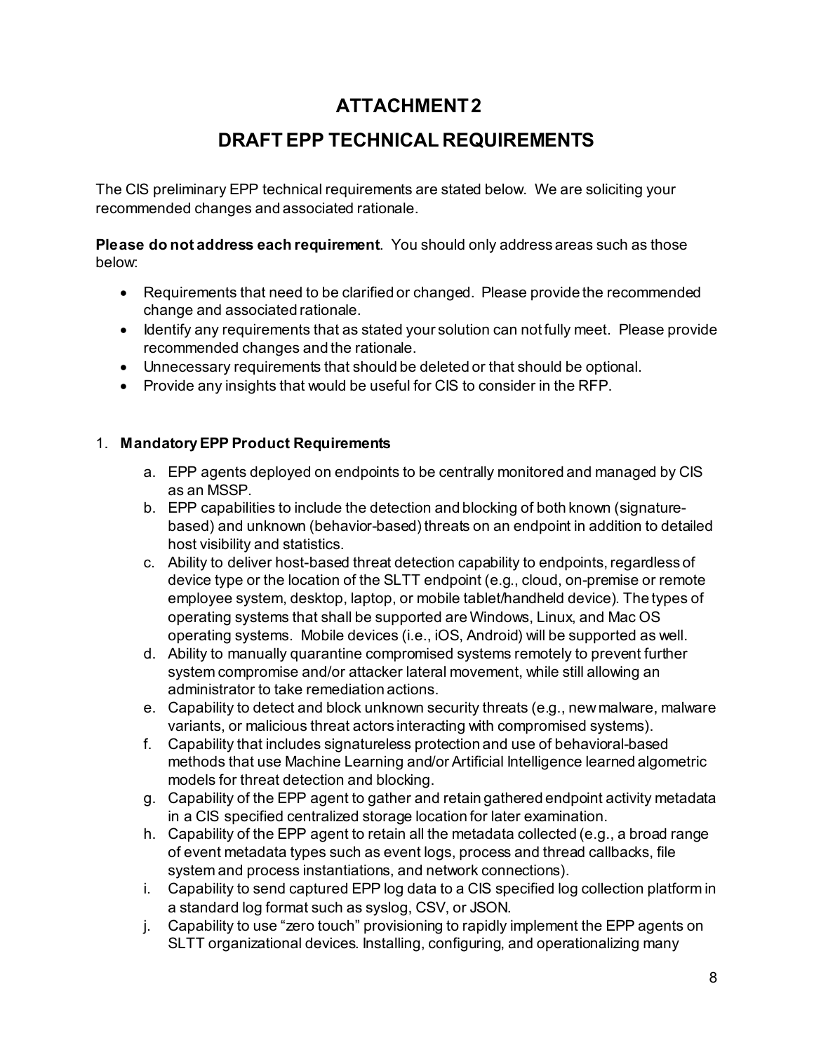# ATTACHMENT 2

# DRAFT EPP TECHNICAL REQUIREMENTS

The CIS preliminary EPP technical requirements are stated below. We are soliciting your recommended changes and associated rationale.

**Please do not address each requirement**. You should only address areas such as those below:

- Requirements that need to be clarified or changed. Please provide the recommended change and associated rationale.
- Identify any requirements that as stated your solution can not fully meet. Please provide recommended changes and the rationale.
- Unnecessary requirements that should be deleted or that should be optional.
- Provide any insights that would be useful for CIS to consider in the RFP.

1. **Mandatory EPP Product Requirements**

    a. EPP agents deployed on endpoints to be centrally monitored and managed by CIS as an MSSP.

    b. EPP capabilities to include the detection and blocking of both known (signature-based) and unknown (behavior-based) threats on an endpoint in addition to detailed host visibility and statistics.

    c. Ability to deliver host-based threat detection capability to endpoints, regardless of device type or the location of the SLTT endpoint (e.g., cloud, on-premise or remote employee system, desktop, laptop, or mobile tablet/handheld device). The types of operating systems that shall be supported are Windows, Linux, and Mac OS operating systems. Mobile devices (i.e., iOS, Android) will be supported as well.

    d. Ability to manually quarantine compromised systems remotely to prevent further system compromise and/or attacker lateral movement, while still allowing an administrator to take remediation actions.

    e. Capability to detect and block unknown security threats (e.g., new malware, malware variants, or malicious threat actors interacting with compromised systems).

    f. Capability that includes signatureless protection and use of behavioral-based methods that use Machine Learning and/or Artificial Intelligence learned algometric models for threat detection and blocking.

    g. Capability of the EPP agent to gather and retain gathered endpoint activity metadata in a CIS specified centralized storage location for later examination.

    h. Capability of the EPP agent to retain all the metadata collected (e.g., a broad range of event metadata types such as event logs, process and thread callbacks, file system and process instantiations, and network connections).

    i. Capability to send captured EPP log data to a CIS specified log collection platform in a standard log format such as syslog, CSV, or JSON.

    j. Capability to use "zero touch" provisioning to rapidly implement the EPP agents on SLTT organizational devices. Installing, configuring, and operationalizing many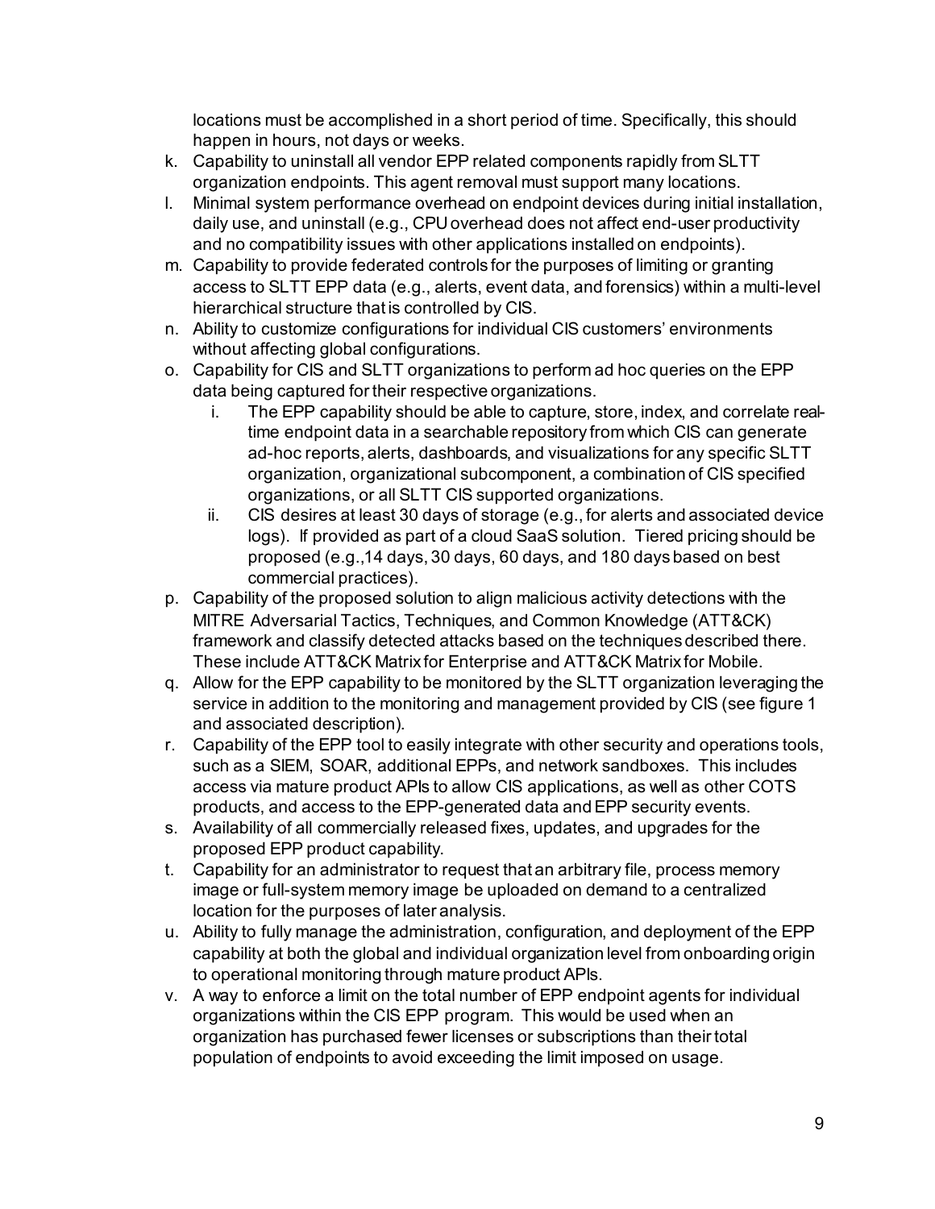locations must be accomplished in a short period of time. Specifically, this should happen in hours, not days or weeks.

k. Capability to uninstall all vendor EPP related components rapidly from SLTT organization endpoints. This agent removal must support many locations.
l. Minimal system performance overhead on endpoint devices during initial installation, daily use, and uninstall (e.g., CPU overhead does not affect end-user productivity and no compatibility issues with other applications installed on endpoints).
m. Capability to provide federated controls for the purposes of limiting or granting access to SLTT EPP data (e.g., alerts, event data, and forensics) within a multi-level hierarchical structure that is controlled by CIS.
n. Ability to customize configurations for individual CIS customers' environments without affecting global configurations.
o. Capability for CIS and SLTT organizations to perform ad hoc queries on the EPP data being captured for their respective organizations.
    i. The EPP capability should be able to capture, store, index, and correlate real-time endpoint data in a searchable repository from which CIS can generate ad-hoc reports, alerts, dashboards, and visualizations for any specific SLTT organization, organizational subcomponent, a combination of CIS specified organizations, or all SLTT CIS supported organizations.
    ii. CIS desires at least 30 days of storage (e.g., for alerts and associated device logs). If provided as part of a cloud SaaS solution. Tiered pricing should be proposed (e.g.,14 days, 30 days, 60 days, and 180 days based on best commercial practices).
p. Capability of the proposed solution to align malicious activity detections with the MITRE Adversarial Tactics, Techniques, and Common Knowledge (ATT&CK) framework and classify detected attacks based on the techniques described there. These include ATT&CK Matrix for Enterprise and ATT&CK Matrix for Mobile.
q. Allow for the EPP capability to be monitored by the SLTT organization leveraging the service in addition to the monitoring and management provided by CIS (see figure 1 and associated description).
r. Capability of the EPP tool to easily integrate with other security and operations tools, such as a SIEM, SOAR, additional EPPs, and network sandboxes. This includes access via mature product APIs to allow CIS applications, as well as other COTS products, and access to the EPP-generated data and EPP security events.
s. Availability of all commercially released fixes, updates, and upgrades for the proposed EPP product capability.
t. Capability for an administrator to request that an arbitrary file, process memory image or full-system memory image be uploaded on demand to a centralized location for the purposes of later analysis.
u. Ability to fully manage the administration, configuration, and deployment of the EPP capability at both the global and individual organization level from onboarding origin to operational monitoring through mature product APIs.
v. A way to enforce a limit on the total number of EPP endpoint agents for individual organizations within the CIS EPP program. This would be used when an organization has purchased fewer licenses or subscriptions than their total population of endpoints to avoid exceeding the limit imposed on usage.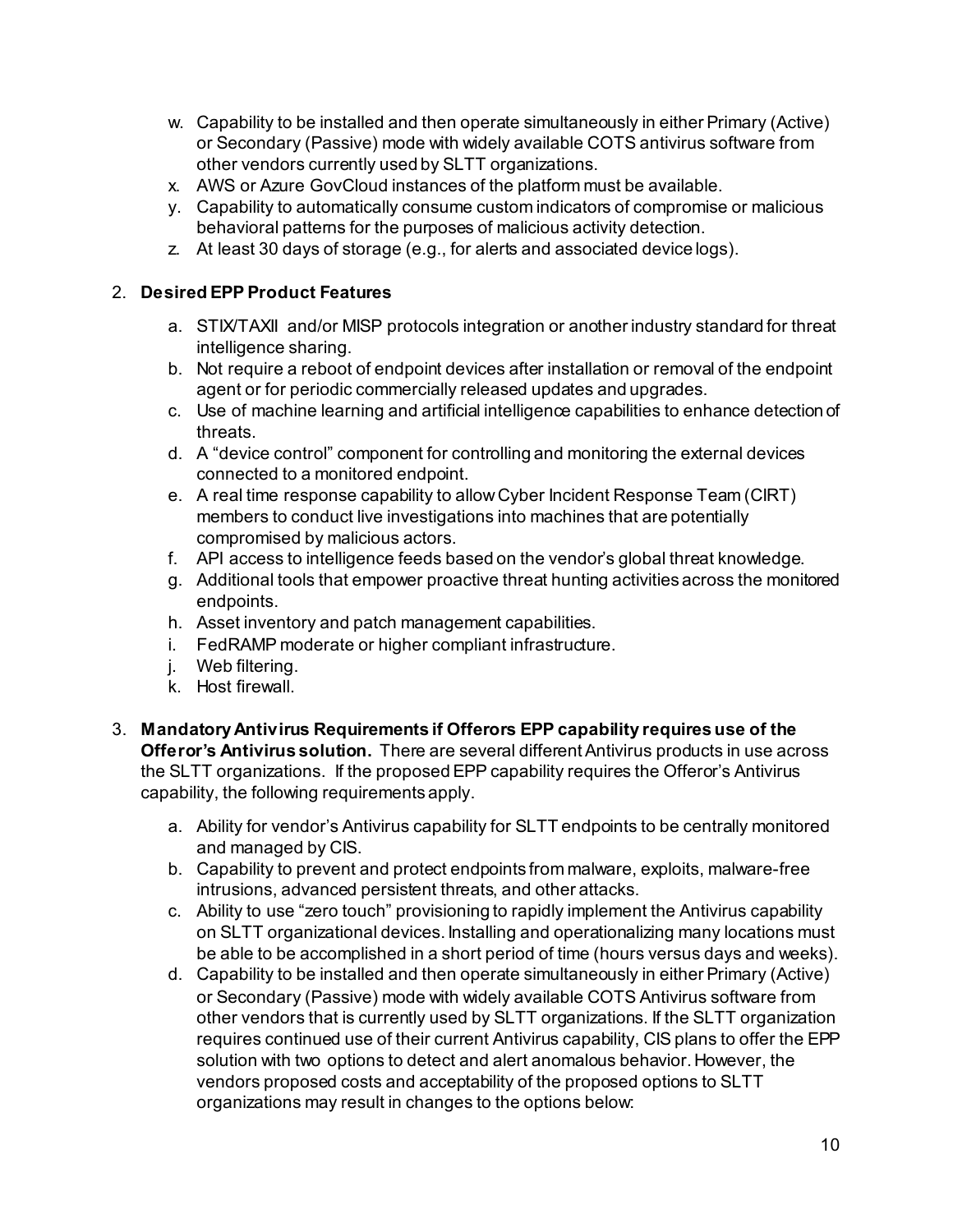w. Capability to be installed and then operate simultaneously in either Primary (Active) or Secondary (Passive) mode with widely available COTS antivirus software from other vendors currently used by SLTT organizations.
x. AWS or Azure GovCloud instances of the platform must be available.
y. Capability to automatically consume custom indicators of compromise or malicious behavioral patterns for the purposes of malicious activity detection.
z. At least 30 days of storage (e.g., for alerts and associated device logs).

2. **Desired EPP Product Features**

   a. STIX/TAXII and/or MISP protocols integration or another industry standard for threat intelligence sharing.
   b. Not require a reboot of endpoint devices after installation or removal of the endpoint agent or for periodic commercially released updates and upgrades.
   c. Use of machine learning and artificial intelligence capabilities to enhance detection of threats.
   d. A "device control" component for controlling and monitoring the external devices connected to a monitored endpoint.
   e. A real time response capability to allow Cyber Incident Response Team (CIRT) members to conduct live investigations into machines that are potentially compromised by malicious actors.
   f. API access to intelligence feeds based on the vendor's global threat knowledge.
   g. Additional tools that empower proactive threat hunting activities across the monitored endpoints.
   h. Asset inventory and patch management capabilities.
   i. FedRAMP moderate or higher compliant infrastructure.
   j. Web filtering.
   k. Host firewall.

3. **Mandatory Antivirus Requirements if Offerors EPP capability requires use of the Offeror's Antivirus solution.** There are several different Antivirus products in use across the SLTT organizations. If the proposed EPP capability requires the Offeror's Antivirus capability, the following requirements apply.

   a. Ability for vendor's Antivirus capability for SLTT endpoints to be centrally monitored and managed by CIS.
   b. Capability to prevent and protect endpoints from malware, exploits, malware-free intrusions, advanced persistent threats, and other attacks.
   c. Ability to use "zero touch" provisioning to rapidly implement the Antivirus capability on SLTT organizational devices. Installing and operationalizing many locations must be able to be accomplished in a short period of time (hours versus days and weeks).
   d. Capability to be installed and then operate simultaneously in either Primary (Active) or Secondary (Passive) mode with widely available COTS Antivirus software from other vendors that is currently used by SLTT organizations. If the SLTT organization requires continued use of their current Antivirus capability, CIS plans to offer the EPP solution with two options to detect and alert anomalous behavior. However, the vendors proposed costs and acceptability of the proposed options to SLTT organizations may result in changes to the options below: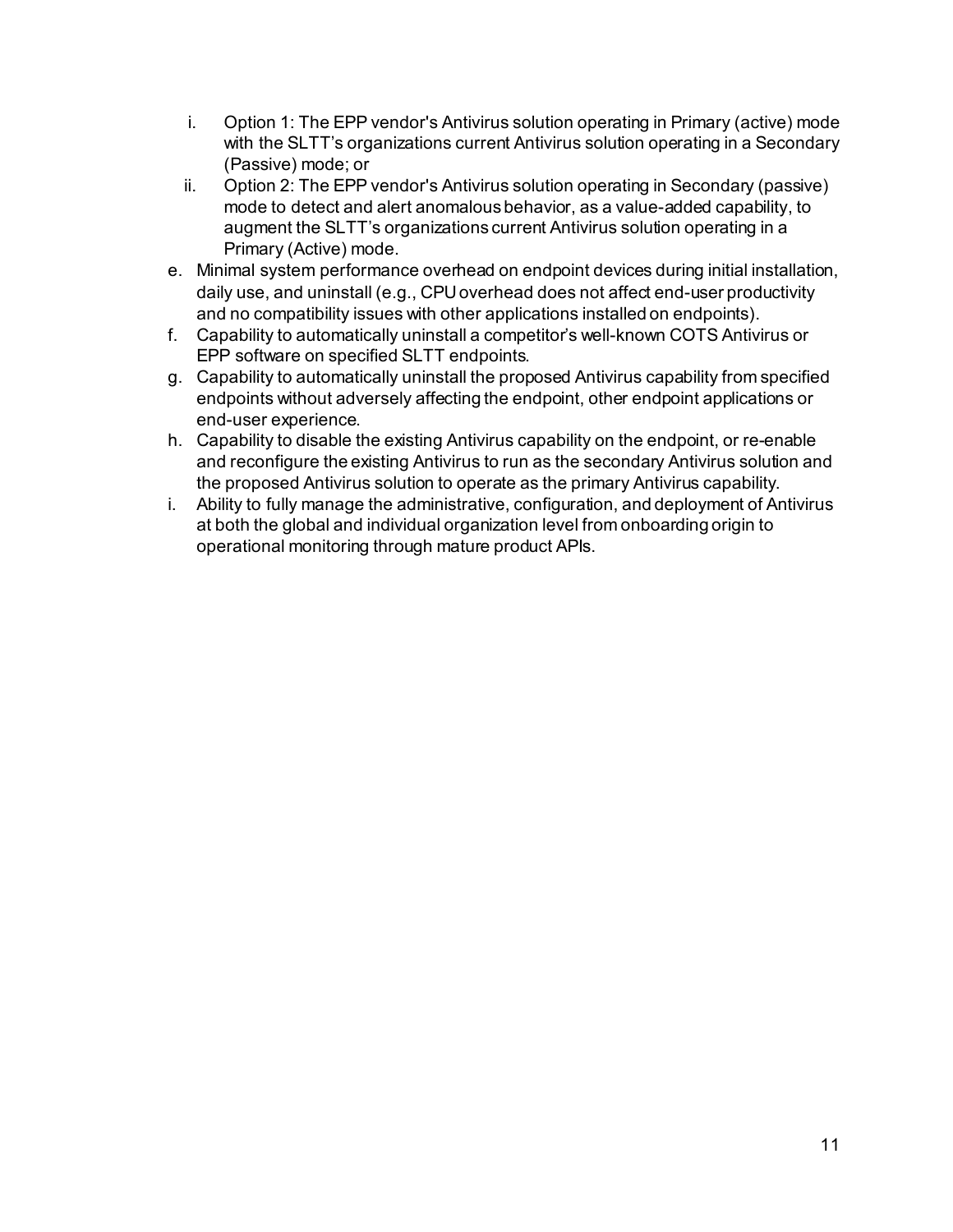i. Option 1: The EPP vendor's Antivirus solution operating in Primary (active) mode with the SLTT's organizations current Antivirus solution operating in a Secondary (Passive) mode; or
    ii. Option 2: The EPP vendor's Antivirus solution operating in Secondary (passive) mode to detect and alert anomalous behavior, as a value-added capability, to augment the SLTT's organizations current Antivirus solution operating in a Primary (Active) mode.

e. Minimal system performance overhead on endpoint devices during initial installation, daily use, and uninstall (e.g., CPU overhead does not affect end-user productivity and no compatibility issues with other applications installed on endpoints).
f. Capability to automatically uninstall a competitor's well-known COTS Antivirus or EPP software on specified SLTT endpoints.
g. Capability to automatically uninstall the proposed Antivirus capability from specified endpoints without adversely affecting the endpoint, other endpoint applications or end-user experience.
h. Capability to disable the existing Antivirus capability on the endpoint, or re-enable and reconfigure the existing Antivirus to run as the secondary Antivirus solution and the proposed Antivirus solution to operate as the primary Antivirus capability.
i. Ability to fully manage the administrative, configuration, and deployment of Antivirus at both the global and individual organization level from onboarding origin to operational monitoring through mature product APIs.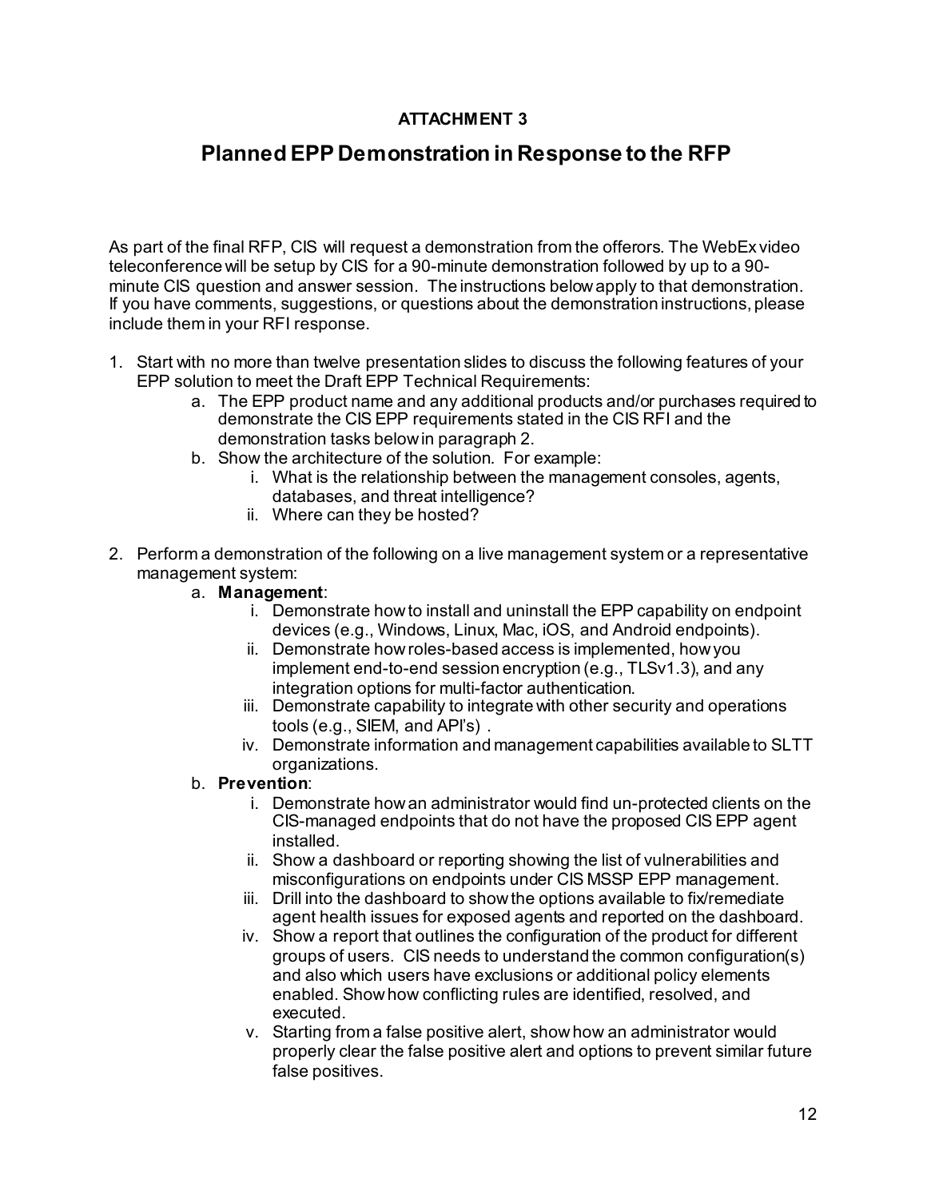**ATTACHMENT 3**

# Planned EPP Demonstration in Response to the RFP

As part of the final RFP, CIS will request a demonstration from the offerors. The WebEx video teleconference will be setup by CIS for a 90-minute demonstration followed by up to a 90-minute CIS question and answer session. The instructions below apply to that demonstration. If you have comments, suggestions, or questions about the demonstration instructions, please include them in your RFI response.

1. Start with no more than twelve presentation slides to discuss the following features of your EPP solution to meet the Draft EPP Technical Requirements:
   a. The EPP product name and any additional products and/or purchases required to demonstrate the CIS EPP requirements stated in the CIS RFI and the demonstration tasks below in paragraph 2.
   b. Show the architecture of the solution. For example:
      i. What is the relationship between the management consoles, agents, databases, and threat intelligence?
      ii. Where can they be hosted?

2. Perform a demonstration of the following on a live management system or a representative management system:
   a. **Management**:
      i. Demonstrate how to install and uninstall the EPP capability on endpoint devices (e.g., Windows, Linux, Mac, iOS, and Android endpoints).
      ii. Demonstrate how roles-based access is implemented, how you implement end-to-end session encryption (e.g., TLSv1.3), and any integration options for multi-factor authentication.
      iii. Demonstrate capability to integrate with other security and operations tools (e.g., SIEM, and API's) .
      iv. Demonstrate information and management capabilities available to SLTT organizations.
   b. **Prevention**:
      i. Demonstrate how an administrator would find un-protected clients on the CIS-managed endpoints that do not have the proposed CIS EPP agent installed.
      ii. Show a dashboard or reporting showing the list of vulnerabilities and misconfigurations on endpoints under CIS MSSP EPP management.
      iii. Drill into the dashboard to show the options available to fix/remediate agent health issues for exposed agents and reported on the dashboard.
      iv. Show a report that outlines the configuration of the product for different groups of users. CIS needs to understand the common configuration(s) and also which users have exclusions or additional policy elements enabled. Show how conflicting rules are identified, resolved, and executed.
      v. Starting from a false positive alert, show how an administrator would properly clear the false positive alert and options to prevent similar future false positives.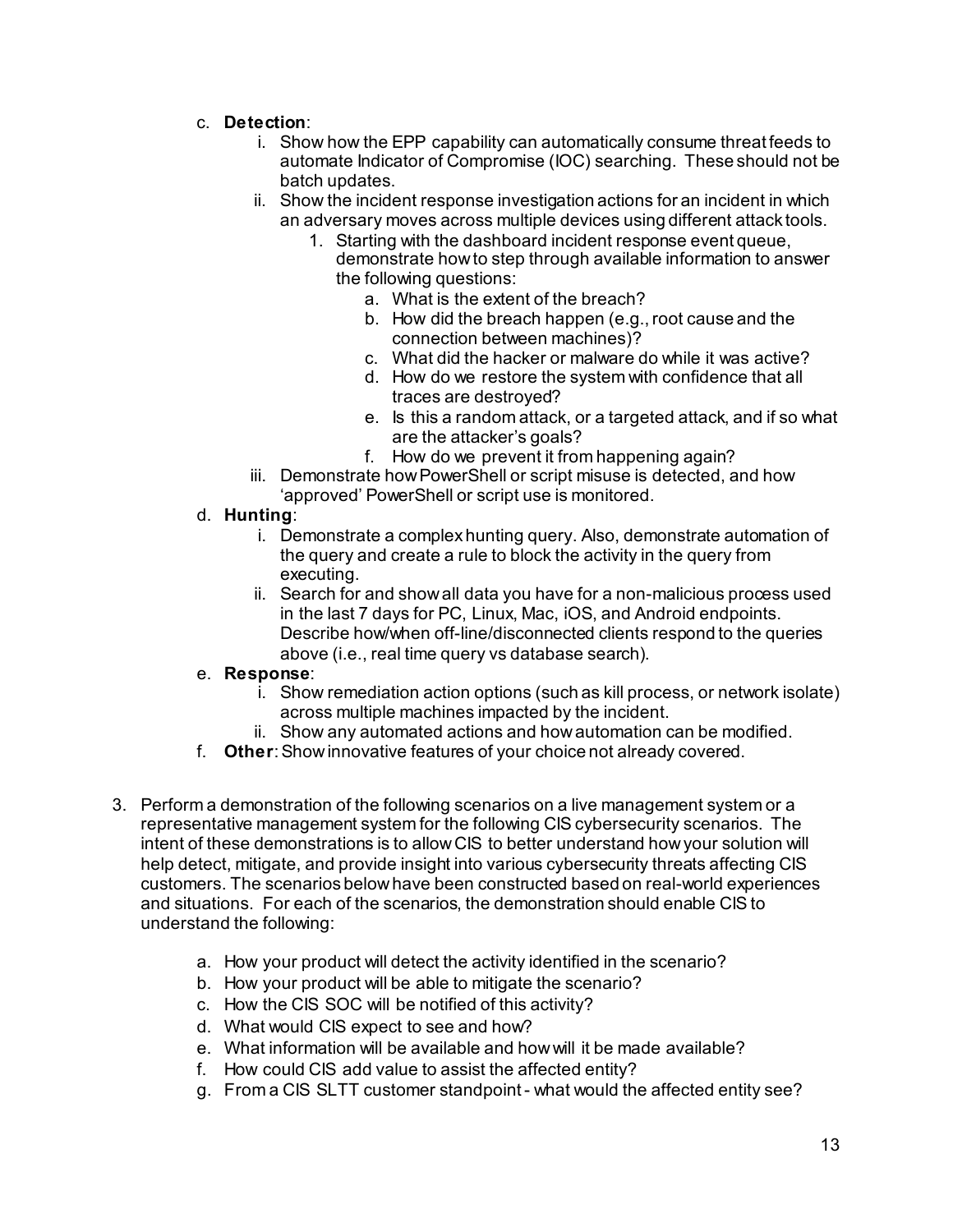c. **Detection**:
    i. Show how the EPP capability can automatically consume threat feeds to automate Indicator of Compromise (IOC) searching. These should not be batch updates.
    ii. Show the incident response investigation actions for an incident in which an adversary moves across multiple devices using different attack tools.
        1. Starting with the dashboard incident response event queue, demonstrate how to step through available information to answer the following questions:
            a. What is the extent of the breach?
            b. How did the breach happen (e.g., root cause and the connection between machines)?
            c. What did the hacker or malware do while it was active?
            d. How do we restore the system with confidence that all traces are destroyed?
            e. Is this a random attack, or a targeted attack, and if so what are the attacker's goals?
            f. How do we prevent it from happening again?
    iii. Demonstrate how PowerShell or script misuse is detected, and how 'approved' PowerShell or script use is monitored.

d. **Hunting**:
    i. Demonstrate a complex hunting query. Also, demonstrate automation of the query and create a rule to block the activity in the query from executing.
    ii. Search for and show all data you have for a non-malicious process used in the last 7 days for PC, Linux, Mac, iOS, and Android endpoints. Describe how/when off-line/disconnected clients respond to the queries above (i.e., real time query vs database search).

e. **Response**:
    i. Show remediation action options (such as kill process, or network isolate) across multiple machines impacted by the incident.
    ii. Show any automated actions and how automation can be modified.

f. **Other**: Show innovative features of your choice not already covered.

3. Perform a demonstration of the following scenarios on a live management system or a representative management system for the following CIS cybersecurity scenarios. The intent of these demonstrations is to allow CIS to better understand how your solution will help detect, mitigate, and provide insight into various cybersecurity threats affecting CIS customers. The scenarios below have been constructed based on real-world experiences and situations. For each of the scenarios, the demonstration should enable CIS to understand the following:

    a. How your product will detect the activity identified in the scenario?
    b. How your product will be able to mitigate the scenario?
    c. How the CIS SOC will be notified of this activity?
    d. What would CIS expect to see and how?
    e. What information will be available and how will it be made available?
    f. How could CIS add value to assist the affected entity?
    g. From a CIS SLTT customer standpoint - what would the affected entity see?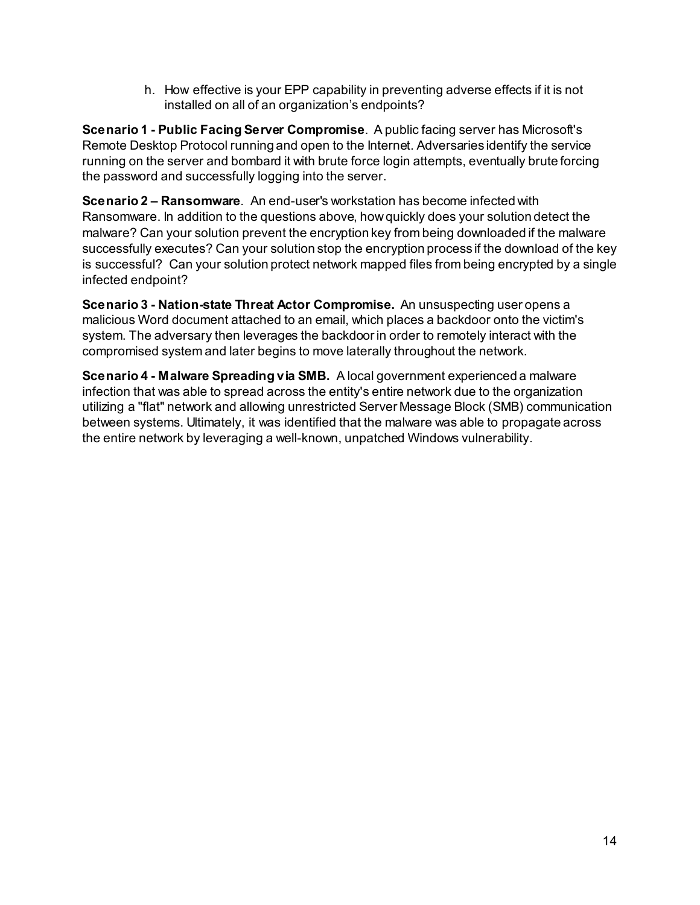h. How effective is your EPP capability in preventing adverse effects if it is not installed on all of an organization's endpoints?

**Scenario 1 - Public Facing Server Compromise**. A public facing server has Microsoft's Remote Desktop Protocol running and open to the Internet. Adversaries identify the service running on the server and bombard it with brute force login attempts, eventually brute forcing the password and successfully logging into the server.

**Scenario 2 – Ransomware**. An end-user's workstation has become infected with Ransomware. In addition to the questions above, how quickly does your solution detect the malware? Can your solution prevent the encryption key from being downloaded if the malware successfully executes? Can your solution stop the encryption process if the download of the key is successful? Can your solution protect network mapped files from being encrypted by a single infected endpoint?

**Scenario 3 - Nation-state Threat Actor Compromise.** An unsuspecting user opens a malicious Word document attached to an email, which places a backdoor onto the victim's system. The adversary then leverages the backdoor in order to remotely interact with the compromised system and later begins to move laterally throughout the network.

**Scenario 4 - Malware Spreading via SMB.** A local government experienced a malware infection that was able to spread across the entity's entire network due to the organization utilizing a "flat" network and allowing unrestricted Server Message Block (SMB) communication between systems. Ultimately, it was identified that the malware was able to propagate across the entire network by leveraging a well-known, unpatched Windows vulnerability.